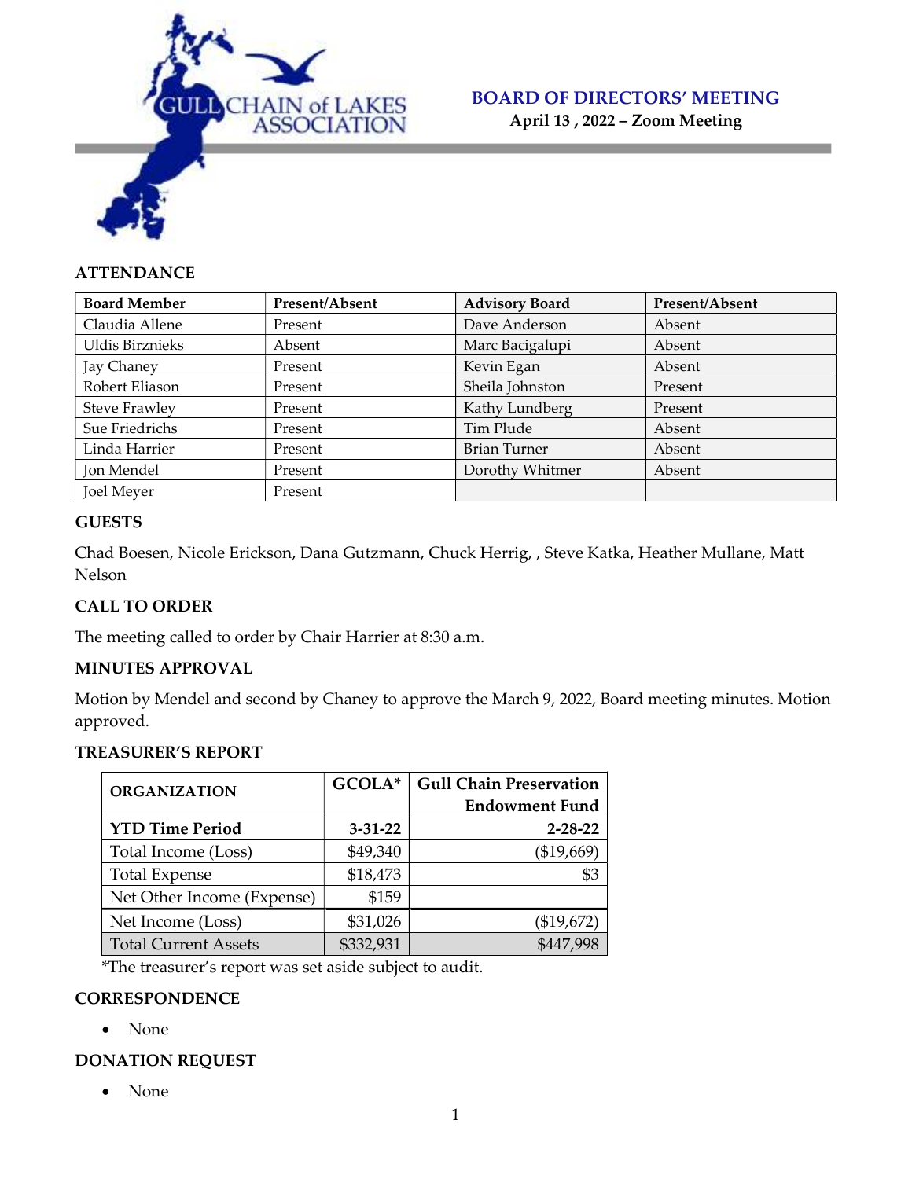GULL CHAIN of LAKES ASSOCIATION

# BOARD OF DIRECTORS' MEETING

**April 13 , 2022 – Zoom Meeting**

## ATTENDANCE

| Board Member | Present/Absent | Advisory Board | Present/Absent |
|---|---|---|---|
| Claudia Allene | Present | Dave Anderson | Absent |
| Uldis Birznieks | Absent | Marc Bacigalupi | Absent |
| Jay Chaney | Present | Kevin Egan | Absent |
| Robert Eliason | Present | Sheila Johnston | Present |
| Steve Frawley | Present | Kathy Lundberg | Present |
| Sue Friedrichs | Present | Tim Plude | Absent |
| Linda Harrier | Present | Brian Turner | Absent |
| Jon Mendel | Present | Dorothy Whitmer | Absent |
| Joel Meyer | Present | | |

## GUESTS

Chad Boesen, Nicole Erickson, Dana Gutzmann, Chuck Herrig, , Steve Katka, Heather Mullane, Matt Nelson

## CALL TO ORDER

The meeting called to order by Chair Harrier at 8:30 a.m.

## MINUTES APPROVAL

Motion by Mendel and second by Chaney to approve the March 9, 2022, Board meeting minutes. Motion approved.

## TREASURER'S REPORT

| ORGANIZATION | GCOLA* | Gull Chain Preservation Endowment Fund |
|---|---|---|
| **YTD Time Period** | **3-31-22** | **2-28-22** |
| Total Income (Loss) | $49,340 | ($19,669) |
| Total Expense | $18,473 | $3 |
| Net Other Income (Expense) | $159 | |
| Net Income (Loss) | $31,026 | ($19,672) |
| Total Current Assets | $332,931 | $447,998 |

*The treasurer's report was set aside subject to audit.

## CORRESPONDENCE

- None

## DONATION REQUEST

- None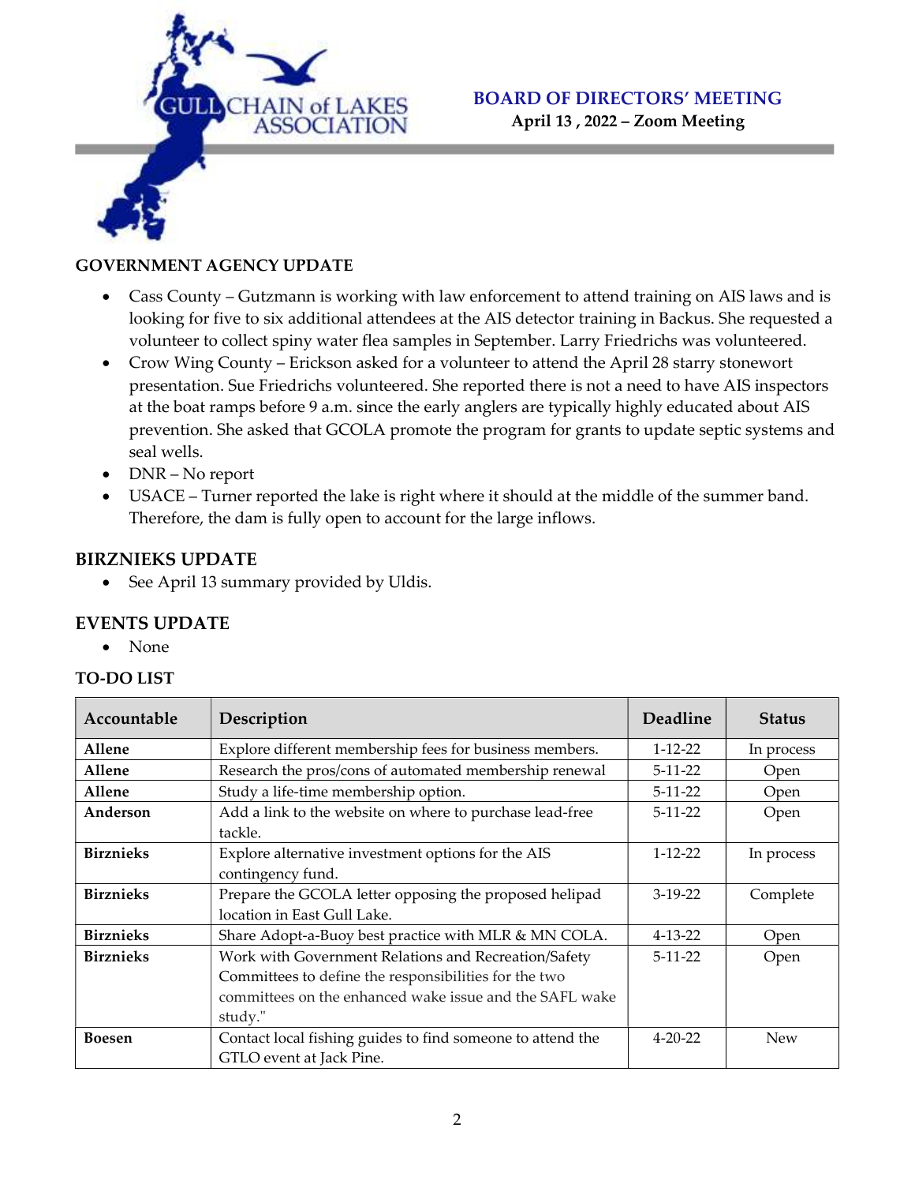**BOARD OF DIRECTORS' MEETING**
**April 13 , 2022 – Zoom Meeting**

### GOVERNMENT AGENCY UPDATE

- Cass County – Gutzmann is working with law enforcement to attend training on AIS laws and is looking for five to six additional attendees at the AIS detector training in Backus. She requested a volunteer to collect spiny water flea samples in September. Larry Friedrichs was volunteered.
- Crow Wing County – Erickson asked for a volunteer to attend the April 28 starry stonewort presentation. Sue Friedrichs volunteered. She reported there is not a need to have AIS inspectors at the boat ramps before 9 a.m. since the early anglers are typically highly educated about AIS prevention. She asked that GCOLA promote the program for grants to update septic systems and seal wells.
- DNR – No report
- USACE – Turner reported the lake is right where it should at the middle of the summer band. Therefore, the dam is fully open to account for the large inflows.

### BIRZNIEKS UPDATE

- See April 13 summary provided by Uldis.

### EVENTS UPDATE

- None

### TO-DO LIST

| Accountable | Description | Deadline | Status |
|---|---|---|---|
| **Allene** | Explore different membership fees for business members. | 1-12-22 | In process |
| **Allene** | Research the pros/cons of automated membership renewal | 5-11-22 | Open |
| **Allene** | Study a life-time membership option. | 5-11-22 | Open |
| **Anderson** | Add a link to the website on where to purchase lead-free tackle. | 5-11-22 | Open |
| **Birznieks** | Explore alternative investment options for the AIS contingency fund. | 1-12-22 | In process |
| **Birznieks** | Prepare the GCOLA letter opposing the proposed helipad location in East Gull Lake. | 3-19-22 | Complete |
| **Birznieks** | Share Adopt-a-Buoy best practice with MLR & MN COLA. | 4-13-22 | Open |
| **Birznieks** | Work with Government Relations and Recreation/Safety Committees to define the responsibilities for the two committees on the enhanced wake issue and the SAFL wake study." | 5-11-22 | Open |
| **Boesen** | Contact local fishing guides to find someone to attend the GTLO event at Jack Pine. | 4-20-22 | New |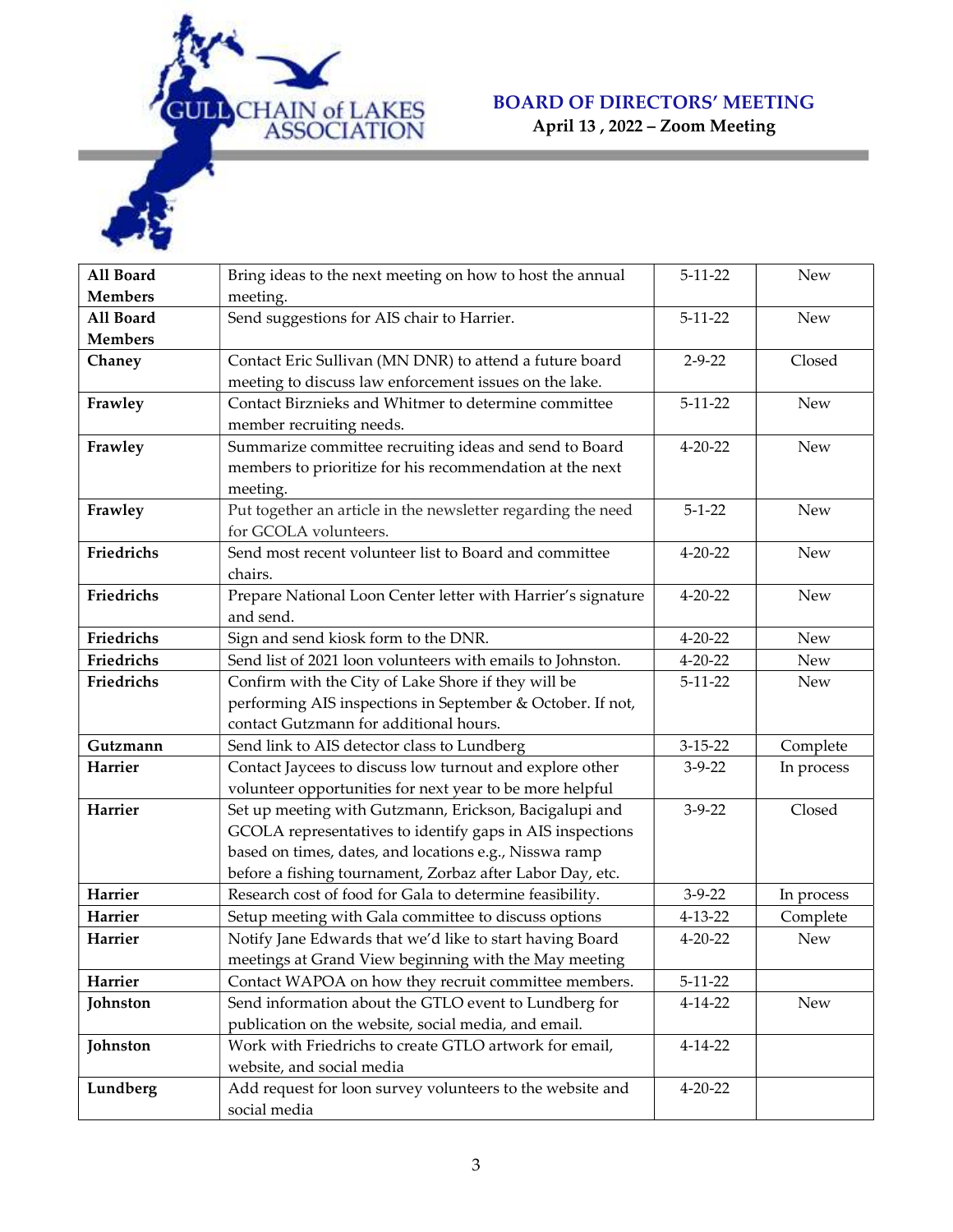## BOARD OF DIRECTORS' MEETING

**April 13 , 2022 – Zoom Meeting**

| | | | |
|---|---|---|---|
| **All Board Members** | Bring ideas to the next meeting on how to host the annual meeting. | 5-11-22 | New |
| **All Board Members** | Send suggestions for AIS chair to Harrier. | 5-11-22 | New |
| **Chaney** | Contact Eric Sullivan (MN DNR) to attend a future board meeting to discuss law enforcement issues on the lake. | 2-9-22 | Closed |
| **Frawley** | Contact Birznieks and Whitmer to determine committee member recruiting needs. | 5-11-22 | New |
| **Frawley** | Summarize committee recruiting ideas and send to Board members to prioritize for his recommendation at the next meeting. | 4-20-22 | New |
| **Frawley** | Put together an article in the newsletter regarding the need for GCOLA volunteers. | 5-1-22 | New |
| **Friedrichs** | Send most recent volunteer list to Board and committee chairs. | 4-20-22 | New |
| **Friedrichs** | Prepare National Loon Center letter with Harrier's signature and send. | 4-20-22 | New |
| **Friedrichs** | Sign and send kiosk form to the DNR. | 4-20-22 | New |
| **Friedrichs** | Send list of 2021 loon volunteers with emails to Johnston. | 4-20-22 | New |
| **Friedrichs** | Confirm with the City of Lake Shore if they will be performing AIS inspections in September & October. If not, contact Gutzmann for additional hours. | 5-11-22 | New |
| **Gutzmann** | Send link to AIS detector class to Lundberg | 3-15-22 | Complete |
| **Harrier** | Contact Jaycees to discuss low turnout and explore other volunteer opportunities for next year to be more helpful | 3-9-22 | In process |
| **Harrier** | Set up meeting with Gutzmann, Erickson, Bacigalupi and GCOLA representatives to identify gaps in AIS inspections based on times, dates, and locations e.g., Nisswa ramp before a fishing tournament, Zorbaz after Labor Day, etc. | 3-9-22 | Closed |
| **Harrier** | Research cost of food for Gala to determine feasibility. | 3-9-22 | In process |
| **Harrier** | Setup meeting with Gala committee to discuss options | 4-13-22 | Complete |
| **Harrier** | Notify Jane Edwards that we'd like to start having Board meetings at Grand View beginning with the May meeting | 4-20-22 | New |
| **Harrier** | Contact WAPOA on how they recruit committee members. | 5-11-22 | |
| **Johnston** | Send information about the GTLO event to Lundberg for publication on the website, social media, and email. | 4-14-22 | New |
| **Johnston** | Work with Friedrichs to create GTLO artwork for email, website, and social media | 4-14-22 | |
| **Lundberg** | Add request for loon survey volunteers to the website and social media | 4-20-22 | |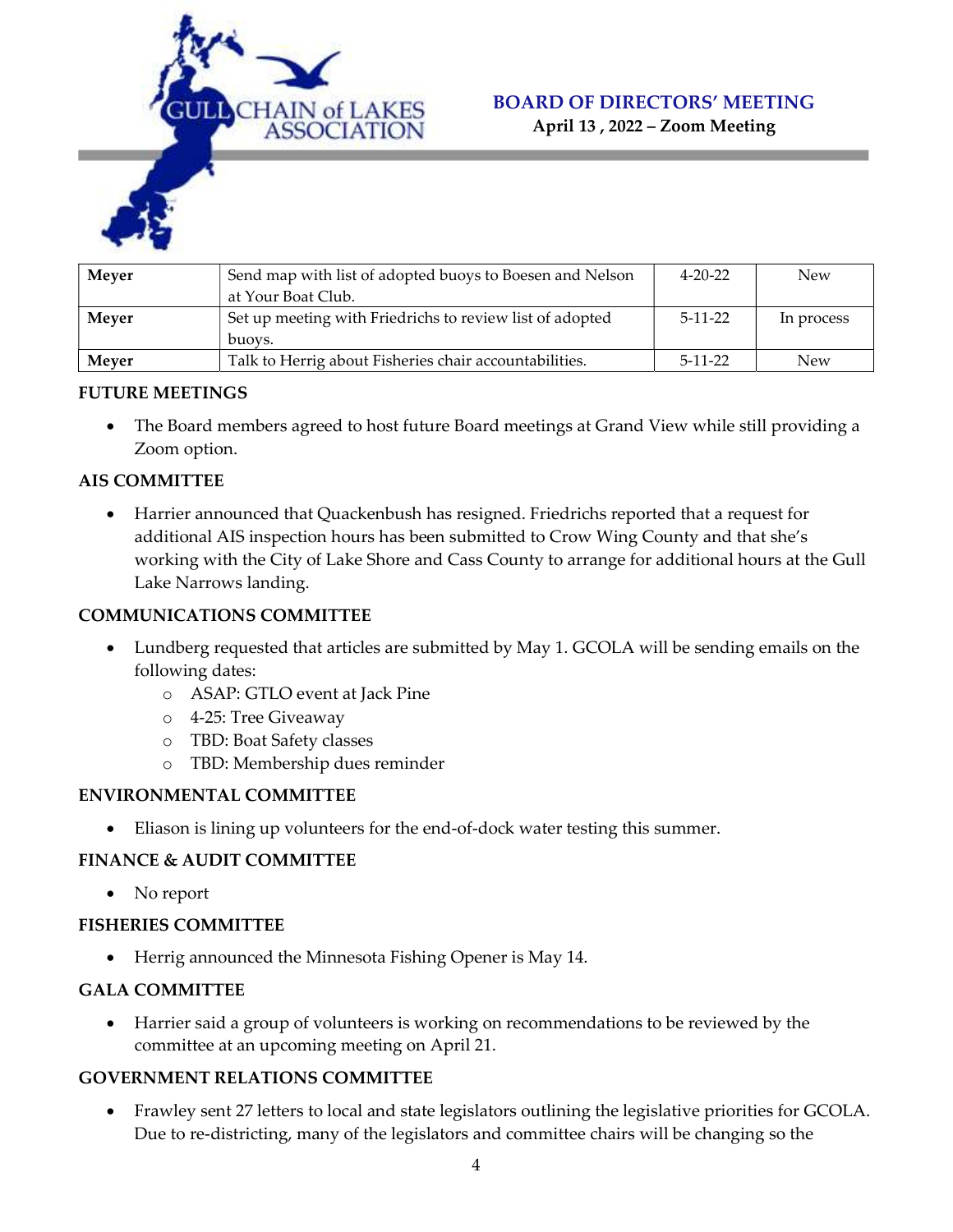| Meyer | Send map with list of adopted buoys to Boesen and Nelson at Your Boat Club. | 4-20-22 | New |
|---|---|---|---|
| **Meyer** | Set up meeting with Friedrichs to review list of adopted buoys. | 5-11-22 | In process |
| **Meyer** | Talk to Herrig about Fisheries chair accountabilities. | 5-11-22 | New |

**FUTURE MEETINGS**

- The Board members agreed to host future Board meetings at Grand View while still providing a Zoom option.

**AIS COMMITTEE**

- Harrier announced that Quackenbush has resigned. Friedrichs reported that a request for additional AIS inspection hours has been submitted to Crow Wing County and that she's working with the City of Lake Shore and Cass County to arrange for additional hours at the Gull Lake Narrows landing.

**COMMUNICATIONS COMMITTEE**

- Lundberg requested that articles are submitted by May 1. GCOLA will be sending emails on the following dates:
  - ASAP: GTLO event at Jack Pine
  - 4-25: Tree Giveaway
  - TBD: Boat Safety classes
  - TBD: Membership dues reminder

**ENVIRONMENTAL COMMITTEE**

- Eliason is lining up volunteers for the end-of-dock water testing this summer.

**FINANCE & AUDIT COMMITTEE**

- No report

**FISHERIES COMMITTEE**

- Herrig announced the Minnesota Fishing Opener is May 14.

**GALA COMMITTEE**

- Harrier said a group of volunteers is working on recommendations to be reviewed by the committee at an upcoming meeting on April 21.

**GOVERNMENT RELATIONS COMMITTEE**

- Frawley sent 27 letters to local and state legislators outlining the legislative priorities for GCOLA. Due to re-districting, many of the legislators and committee chairs will be changing so the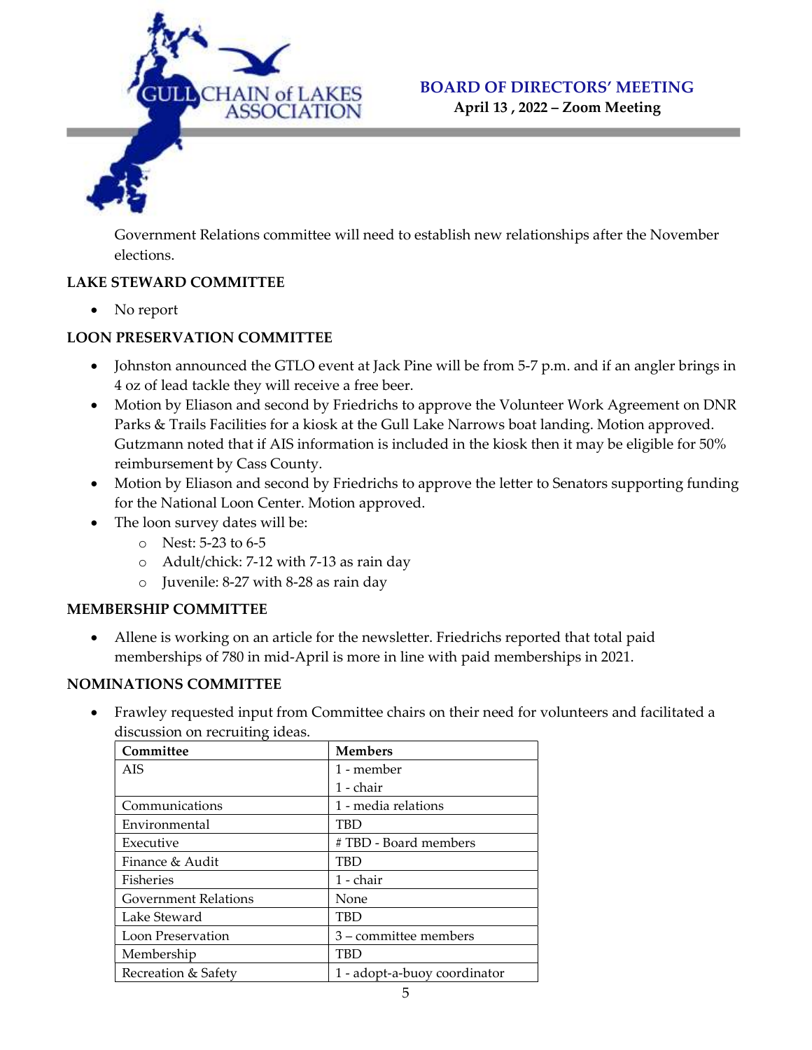Government Relations committee will need to establish new relationships after the November elections.

**LAKE STEWARD COMMITTEE**

- No report

**LOON PRESERVATION COMMITTEE**

- Johnston announced the GTLO event at Jack Pine will be from 5-7 p.m. and if an angler brings in 4 oz of lead tackle they will receive a free beer.
- Motion by Eliason and second by Friedrichs to approve the Volunteer Work Agreement on DNR Parks & Trails Facilities for a kiosk at the Gull Lake Narrows boat landing. Motion approved. Gutzmann noted that if AIS information is included in the kiosk then it may be eligible for 50% reimbursement by Cass County.
- Motion by Eliason and second by Friedrichs to approve the letter to Senators supporting funding for the National Loon Center. Motion approved.
- The loon survey dates will be:
  - Nest: 5-23 to 6-5
  - Adult/chick: 7-12 with 7-13 as rain day
  - Juvenile: 8-27 with 8-28 as rain day

**MEMBERSHIP COMMITTEE**

- Allene is working on an article for the newsletter. Friedrichs reported that total paid memberships of 780 in mid-April is more in line with paid memberships in 2021.

**NOMINATIONS COMMITTEE**

- Frawley requested input from Committee chairs on their need for volunteers and facilitated a discussion on recruiting ideas.

| Committee | Members |
|---|---|
| AIS | 1 - member<br>1 - chair |
| Communications | 1 - media relations |
| Environmental | TBD |
| Executive | # TBD - Board members |
| Finance & Audit | TBD |
| Fisheries | 1 - chair |
| Government Relations | None |
| Lake Steward | TBD |
| Loon Preservation | 3 – committee members |
| Membership | TBD |
| Recreation & Safety | 1 - adopt-a-buoy coordinator |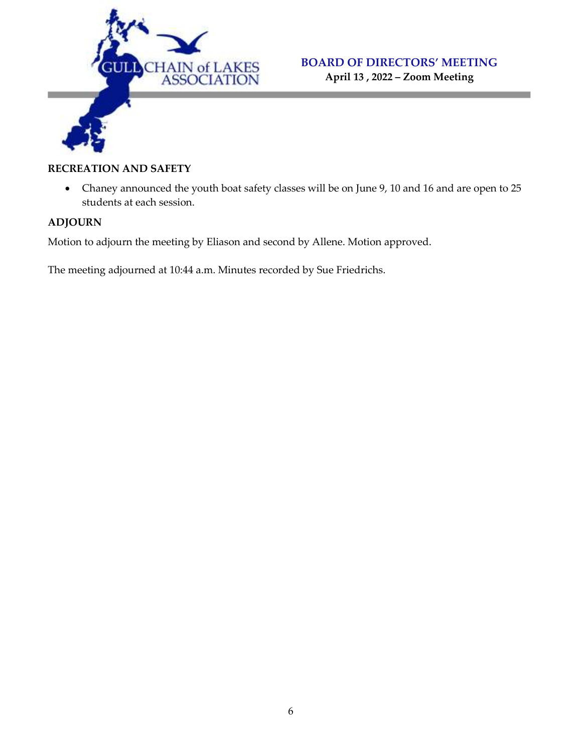**RECREATION AND SAFETY**

- Chaney announced the youth boat safety classes will be on June 9, 10 and 16 and are open to 25 students at each session.

**ADJOURN**

Motion to adjourn the meeting by Eliason and second by Allene. Motion approved.

The meeting adjourned at 10:44 a.m. Minutes recorded by Sue Friedrichs.